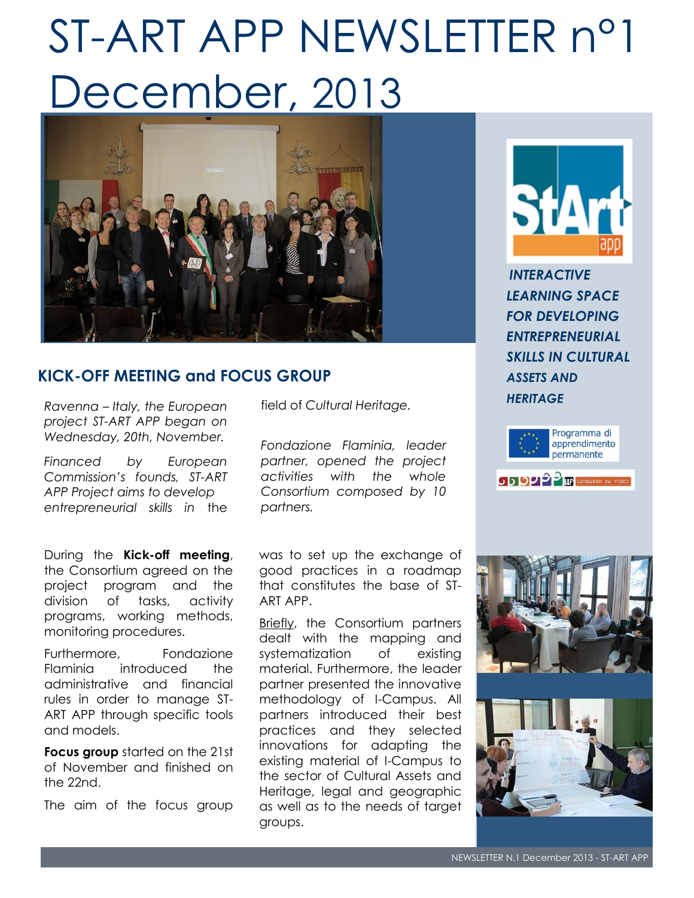# ST-ART APP NEWSLETTER n°1 December, 2013

***INTERACTIVE LEARNING SPACE FOR DEVELOPING ENTREPRENEURIAL SKILLS IN CULTURAL ASSETS AND HERITAGE***

Programma di apprendimento permanente

LEONARDO DA VINCI

## KICK-OFF MEETING and FOCUS GROUP

*Ravenna – Italy, the European project ST-ART APP began on Wednesday, 20th, November.*

*Financed by European Commission's founds, ST-ART APP Project aims to develop entrepreneurial skills in the field of Cultural Heritage.*

*Fondazione Flaminia, leader partner, opened the project activities with the whole Consortium composed by 10 partners.*

During the **Kick-off meeting**, the Consortium agreed on the project program and the division of tasks, activity programs, working methods, monitoring procedures.

Furthermore, Fondazione Flaminia introduced the administrative and financial rules in order to manage ST-ART APP through specific tools and models.

**Focus group** started on the 21st of November and finished on the 22nd.

The aim of the focus group was to set up the exchange of good practices in a roadmap that constitutes the base of ST-ART APP.

Briefly, the Consortium partners dealt with the mapping and systematization of existing material. Furthermore, the leader partner presented the innovative methodology of I-Campus. All partners introduced their best practices and they selected innovations for adapting the existing material of I-Campus to the sector of Cultural Assets and Heritage, legal and geographic as well as to the needs of target groups.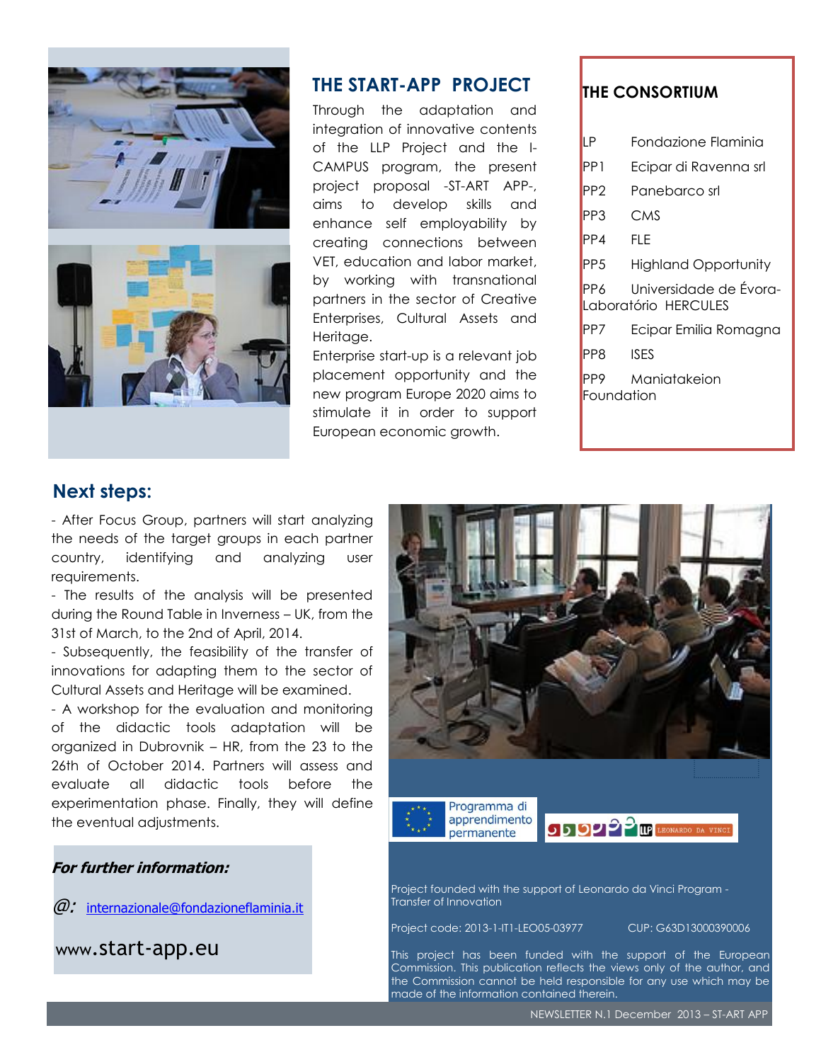## THE START-APP PROJECT

Through the adaptation and integration of innovative contents of the LLP Project and the I-CAMPUS program, the present project proposal -ST-ART APP-, aims to develop skills and enhance self employability by creating connections between VET, education and labor market, by working with transnational partners in the sector of Creative Enterprises, Cultural Assets and Heritage.

Enterprise start-up is a relevant job placement opportunity and the new program Europe 2020 aims to stimulate it in order to support European economic growth.

## THE CONSORTIUM

| | |
|---|---|
| LP | Fondazione Flaminia |
| PP1 | Ecipar di Ravenna srl |
| PP2 | Panebarco srl |
| PP3 | CMS |
| PP4 | FLE |
| PP5 | Highland Opportunity |
| PP6 | Universidade de Évora-Laboratório HERCULES |
| PP7 | Ecipar Emilia Romagna |
| PP8 | ISES |
| PP9 | Maniatakeion Foundation |

## Next steps:

- After Focus Group, partners will start analyzing the needs of the target groups in each partner country, identifying and analyzing user requirements.
- The results of the analysis will be presented during the Round Table in Inverness – UK, from the 31st of March, to the 2nd of April, 2014.
- Subsequently, the feasibility of the transfer of innovations for adapting them to the sector of Cultural Assets and Heritage will be examined.
- A workshop for the evaluation and monitoring of the didactic tools adaptation will be organized in Dubrovnik – HR, from the 23 to the 26th of October 2014. Partners will assess and evaluate all didactic tools before the experimentation phase. Finally, they will define the eventual adjustments.

***For further information:***

@: internazionale@fondazioneflaminia.it

www.start-app.eu

Programma di apprendimento permanente

LLP LEONARDO DA VINCI

Project founded with the support of Leonardo da Vinci Program - Transfer of Innovation

Project code: 2013-1-IT1-LEO05-03977 CUP: G63D13000390006

This project has been funded with the support of the European Commission. This publication reflects the views only of the author, and the Commission cannot be held responsible for any use which may be made of the information contained therein.

NEWSLETTER N.1 December 2013 – ST-ART APP